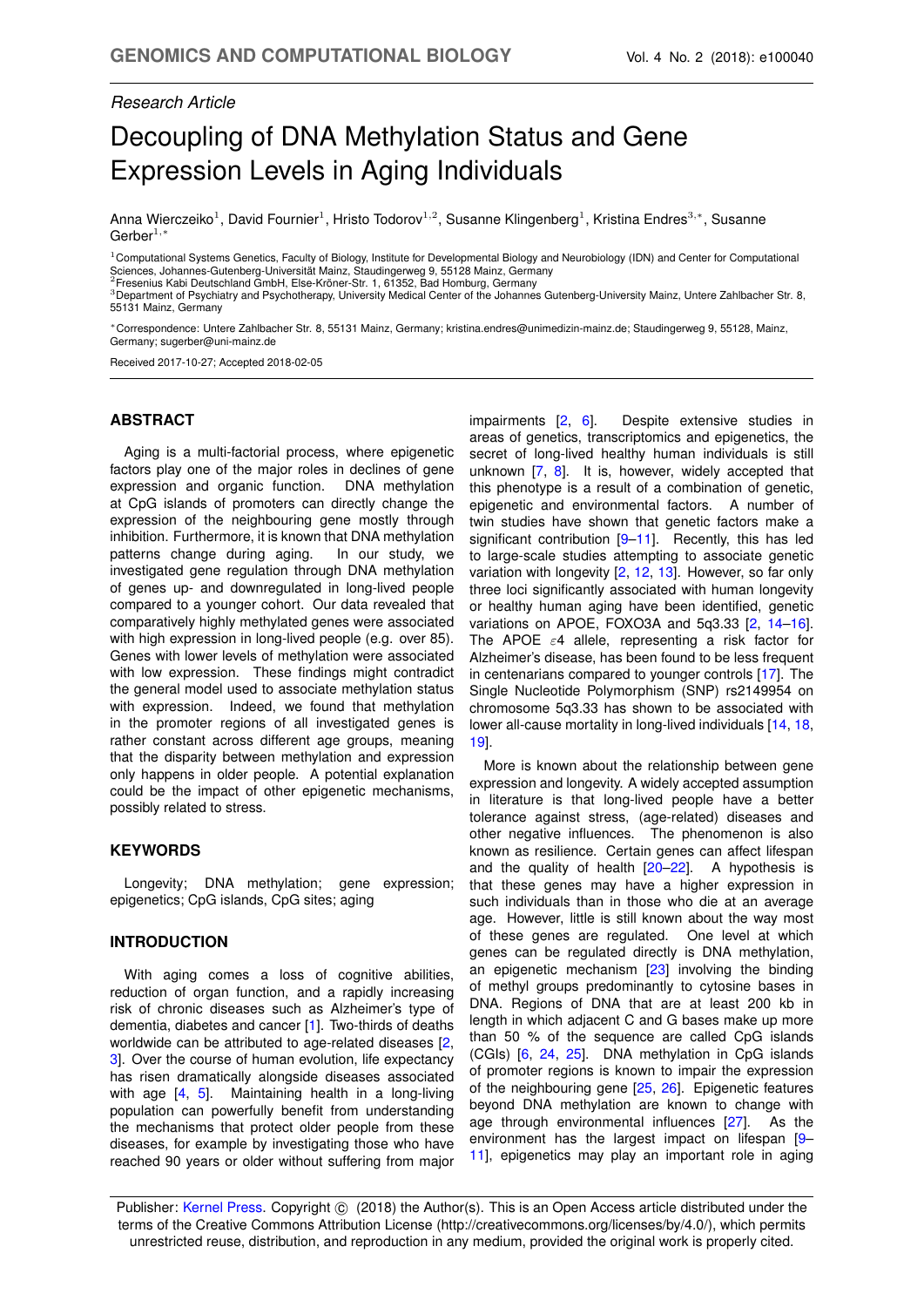*Research Article*

# Decoupling of DNA Methylation Status and Gene Expression Levels in Aging Individuals

Anna Wierczeiko[1], David Fournier[1], Hristo Todorov[1,2], Susanne Klingenberg[1], Kristina Endres[3,*], Susanne Gerber[1,*]

[1]Computational Systems Genetics, Faculty of Biology, Institute for Developmental Biology and Neurobiology (IDN) and Center for Computational Sciences, Johannes-Gutenberg-Universität Mainz, Staudingerweg 9, 55128 Mainz, Germany
[2]Fresenius Kabi Deutschland GmbH, Else-Kröner-Str. 1, 61352, Bad Homburg, Germany
[3]Department of Psychiatry and Psychotherapy, University Medical Center of the Johannes Gutenberg-University Mainz, Untere Zahlbacher Str. 8, 55131 Mainz, Germany

*Correspondence: Untere Zahlbacher Str. 8, 55131 Mainz, Germany; kristina.endres@unimedizin-mainz.de; Staudingerweg 9, 55128, Mainz, Germany; sugerber@uni-mainz.de

Received 2017-10-27; Accepted 2018-02-05

## ABSTRACT

Aging is a multi-factorial process, where epigenetic factors play one of the major roles in declines of gene expression and organic function. DNA methylation at CpG islands of promoters can directly change the expression of the neighbouring gene mostly through inhibition. Furthermore, it is known that DNA methylation patterns change during aging. In our study, we investigated gene regulation through DNA methylation of genes up- and downregulated in long-lived people compared to a younger cohort. Our data revealed that comparatively highly methylated genes were associated with high expression in long-lived people (e.g. over 85). Genes with lower levels of methylation were associated with low expression. These findings might contradict the general model used to associate methylation status with expression. Indeed, we found that methylation in the promoter regions of all investigated genes is rather constant across different age groups, meaning that the disparity between methylation and expression only happens in older people. A potential explanation could be the impact of other epigenetic mechanisms, possibly related to stress.

## KEYWORDS

Longevity; DNA methylation; gene expression; epigenetics; CpG islands, CpG sites; aging

## INTRODUCTION

With aging comes a loss of cognitive abilities, reduction of organ function, and a rapidly increasing risk of chronic diseases such as Alzheimer's type of dementia, diabetes and cancer [1]. Two-thirds of deaths worldwide can be attributed to age-related diseases [2, 3]. Over the course of human evolution, life expectancy has risen dramatically alongside diseases associated with age [4, 5]. Maintaining health in a long-living population can powerfully benefit from understanding the mechanisms that protect older people from these diseases, for example by investigating those who have reached 90 years or older without suffering from major impairments [2, 6]. Despite extensive studies in areas of genetics, transcriptomics and epigenetics, the secret of long-lived healthy human individuals is still unknown [7, 8]. It is, however, widely accepted that this phenotype is a result of a combination of genetic, epigenetic and environmental factors. A number of twin studies have shown that genetic factors make a significant contribution [9–11]. Recently, this has led to large-scale studies attempting to associate genetic variation with longevity [2, 12, 13]. However, so far only three loci significantly associated with human longevity or healthy human aging have been identified, genetic variations on APOE, FOXO3A and 5q3.33 [2, 14–16]. The APOE $\varepsilon 4$ allele, representing a risk factor for Alzheimer's disease, has been found to be less frequent in centenarians compared to younger controls [17]. The Single Nucleotide Polymorphism (SNP) rs2149954 on chromosome 5q3.33 has shown to be associated with lower all-cause mortality in long-lived individuals [14, 18, 19].

More is known about the relationship between gene expression and longevity. A widely accepted assumption in literature is that long-lived people have a better tolerance against stress, (age-related) diseases and other negative influences. The phenomenon is also known as resilience. Certain genes can affect lifespan and the quality of health [20–22]. A hypothesis is that these genes may have a higher expression in such individuals than in those who die at an average age. However, little is still known about the way most of these genes are regulated. One level at which genes can be regulated directly is DNA methylation, an epigenetic mechanism [23] involving the binding of methyl groups predominantly to cytosine bases in DNA. Regions of DNA that are at least 200 kb in length in which adjacent C and G bases make up more than 50 % of the sequence are called CpG islands (CGIs) [6, 24, 25]. DNA methylation in CpG islands of promoter regions is known to impair the expression of the neighbouring gene [25, 26]. Epigenetic features beyond DNA methylation are known to change with age through environmental influences [27]. As the environment has the largest impact on lifespan [9–11], epigenetics may play an important role in aging

Publisher: Kernel Press. Copyright © (2018) the Author(s). This is an Open Access article distributed under the terms of the Creative Commons Attribution License (http://creativecommons.org/licenses/by/4.0/), which permits unrestricted reuse, distribution, and reproduction in any medium, provided the original work is properly cited.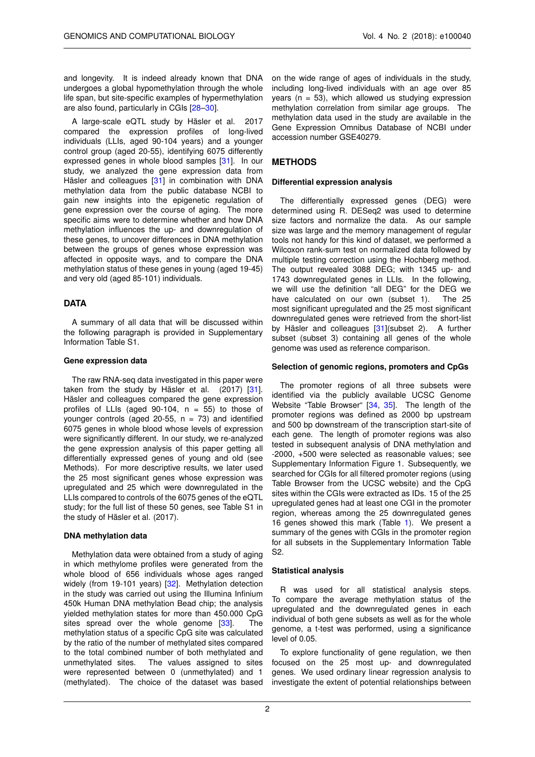and longevity. It is indeed already known that DNA undergoes a global hypomethylation through the whole life span, but site-specific examples of hypermethylation are also found, particularly in CGIs [28–30].

A large-scale eQTL study by Häsler et al. 2017 compared the expression profiles of long-lived individuals (LLIs, aged 90-104 years) and a younger control group (aged 20-55), identifying 6075 differently expressed genes in whole blood samples [31]. In our study, we analyzed the gene expression data from Häsler and colleagues [31] in combination with DNA methylation data from the public database NCBI to gain new insights into the epigenetic regulation of gene expression over the course of aging. The more specific aims were to determine whether and how DNA methylation influences the up- and downregulation of these genes, to uncover differences in DNA methylation between the groups of genes whose expression was affected in opposite ways, and to compare the DNA methylation status of these genes in young (aged 19-45) and very old (aged 85-101) individuals.

## DATA

A summary of all data that will be discussed within the following paragraph is provided in Supplementary Information Table S1.

### Gene expression data

The raw RNA-seq data investigated in this paper were taken from the study by Häsler et al. (2017) [31]. Häsler and colleagues compared the gene expression profiles of LLIs (aged 90-104, n = 55) to those of younger controls (aged 20-55, n = 73) and identified 6075 genes in whole blood whose levels of expression were significantly different. In our study, we re-analyzed the gene expression analysis of this paper getting all differentially expressed genes of young and old (see Methods). For more descriptive results, we later used the 25 most significant genes whose expression was upregulated and 25 which were downregulated in the LLIs compared to controls of the 6075 genes of the eQTL study; for the full list of these 50 genes, see Table S1 in the study of Häsler et al. (2017).

### DNA methylation data

Methylation data were obtained from a study of aging in which methylome profiles were generated from the whole blood of 656 individuals whose ages ranged widely (from 19-101 years) [32]. Methylation detection in the study was carried out using the Illumina Infinium 450k Human DNA methylation Bead chip; the analysis yielded methylation states for more than 450.000 CpG sites spread over the whole genome [33]. The methylation status of a specific CpG site was calculated by the ratio of the number of methylated sites compared to the total combined number of both methylated and unmethylated sites. The values assigned to sites were represented between 0 (unmethylated) and 1 (methylated). The choice of the dataset was based on the wide range of ages of individuals in the study, including long-lived individuals with an age over 85 years (n = 53), which allowed us studying expression methylation correlation from similar age groups. The methylation data used in the study are available in the Gene Expression Omnibus Database of NCBI under accession number GSE40279.

## METHODS

### Differential expression analysis

The differentially expressed genes (DEG) were determined using R. DESeq2 was used to determine size factors and normalize the data. As our sample size was large and the memory management of regular tools not handy for this kind of dataset, we performed a Wilcoxon rank-sum test on normalized data followed by multiple testing correction using the Hochberg method. The output revealed 3088 DEG; with 1345 up- and 1743 downregulated genes in LLIs. In the following, we will use the definition "all DEG" for the DEG we have calculated on our own (subset 1). The 25 most significant upregulated and the 25 most significant downregulated genes were retrieved from the short-list by Häsler and colleagues [31](subset 2). A further subset (subset 3) containing all genes of the whole genome was used as reference comparison.

### Selection of genomic regions, promoters and CpGs

The promoter regions of all three subsets were identified via the publicly available UCSC Genome Website "Table Browser" [34, 35]. The length of the promoter regions was defined as 2000 bp upstream and 500 bp downstream of the transcription start-site of each gene. The length of promoter regions was also tested in subsequent analysis of DNA methylation and -2000, +500 were selected as reasonable values; see Supplementary Information Figure 1. Subsequently, we searched for CGIs for all filtered promoter regions (using Table Browser from the UCSC website) and the CpG sites within the CGIs were extracted as IDs. 15 of the 25 upregulated genes had at least one CGI in the promoter region, whereas among the 25 downregulated genes 16 genes showed this mark (Table 1). We present a summary of the genes with CGIs in the promoter region for all subsets in the Supplementary Information Table S2.

### Statistical analysis

R was used for all statistical analysis steps. To compare the average methylation status of the upregulated and the downregulated genes in each individual of both gene subsets as well as for the whole genome, a t-test was performed, using a significance level of 0.05.

To explore functionality of gene regulation, we then focused on the 25 most up- and downregulated genes. We used ordinary linear regression analysis to investigate the extent of potential relationships between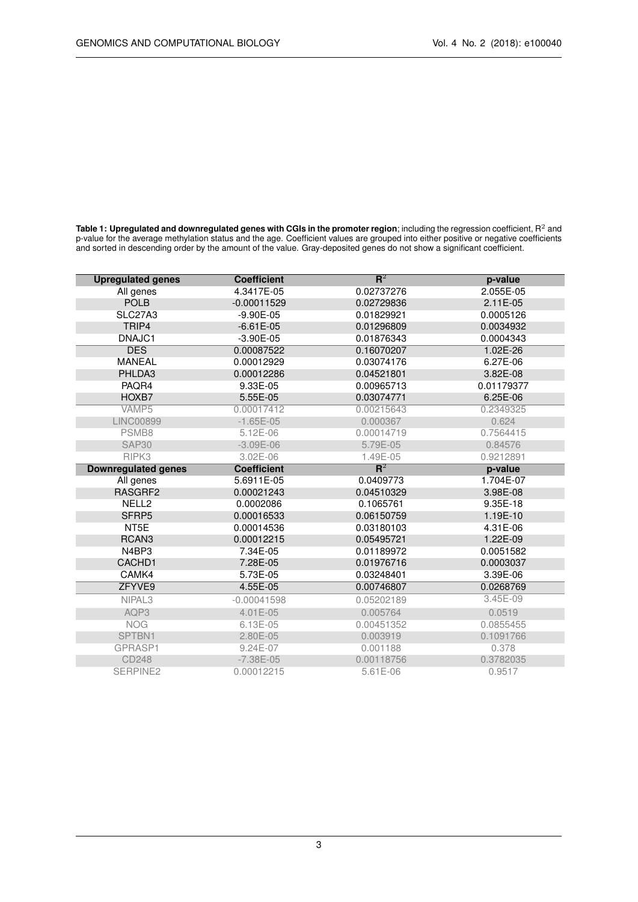**Table 1: Upregulated and downregulated genes with CGIs in the promoter region**; including the regression coefficient, $R^2$ and p-value for the average methylation status and the age. Coefficient values are grouped into either positive or negative coefficients and sorted in descending order by the amount of the value. Gray-deposited genes do not show a significant coefficient.

| Upregulated genes | Coefficient | $R^2$ | p-value |
|---|---|---|---|
| All genes | 4.3417E-05 | 0.02737276 | 2.055E-05 |
| POLB | -0.00011529 | 0.02729836 | 2.11E-05 |
| SLC27A3 | -9.90E-05 | 0.01829921 | 0.0005126 |
| TRIP4 | -6.61E-05 | 0.01296809 | 0.0034932 |
| DNAJC1 | -3.90E-05 | 0.01876343 | 0.0004343 |
| DES | 0.00087522 | 0.16070207 | 1.02E-26 |
| MANEAL | 0.00012929 | 0.03074176 | 6.27E-06 |
| PHLDA3 | 0.00012286 | 0.04521801 | 3.82E-08 |
| PAQR4 | 9.33E-05 | 0.00965713 | 0.01179377 |
| HOXB7 | 5.55E-05 | 0.03074771 | 6.25E-06 |
| VAMP5 | 0.00017412 | 0.00215643 | 0.2349325 |
| LINC00899 | -1.65E-05 | 0.000367 | 0.624 |
| PSMB8 | 5.12E-06 | 0.00014719 | 0.7564415 |
| SAP30 | -3.09E-06 | 5.79E-05 | 0.84576 |
| RIPK3 | 3.02E-06 | 1.49E-05 | 0.9212891 |
| **Downregulated genes** | **Coefficient** | $R^2$ | **p-value** |
| All genes | 5.6911E-05 | 0.0409773 | 1.704E-07 |
| RASGRF2 | 0.00021243 | 0.04510329 | 3.98E-08 |
| NELL2 | 0.0002086 | 0.1065761 | 9.35E-18 |
| SFRP5 | 0.00016533 | 0.06150759 | 1.19E-10 |
| NT5E | 0.00014536 | 0.03180103 | 4.31E-06 |
| RCAN3 | 0.00012215 | 0.05495721 | 1.22E-09 |
| N4BP3 | 7.34E-05 | 0.01189972 | 0.0051582 |
| CACHD1 | 7.28E-05 | 0.01976716 | 0.0003037 |
| CAMK4 | 5.73E-05 | 0.03248401 | 3.39E-06 |
| ZFYVE9 | 4.55E-05 | 0.00746807 | 0.0268769 |
| NIPAL3 | -0.00041598 | 0.05202189 | 3.45E-09 |
| AQP3 | 4.01E-05 | 0.005764 | 0.0519 |
| NOG | 6.13E-05 | 0.00451352 | 0.0855455 |
| SPTBN1 | 2.80E-05 | 0.003919 | 0.1091766 |
| GPRASP1 | 9.24E-07 | 0.001188 | 0.378 |
| CD248 | -7.38E-05 | 0.00118756 | 0.3782035 |
| SERPINE2 | 0.00012215 | 5.61E-06 | 0.9517 |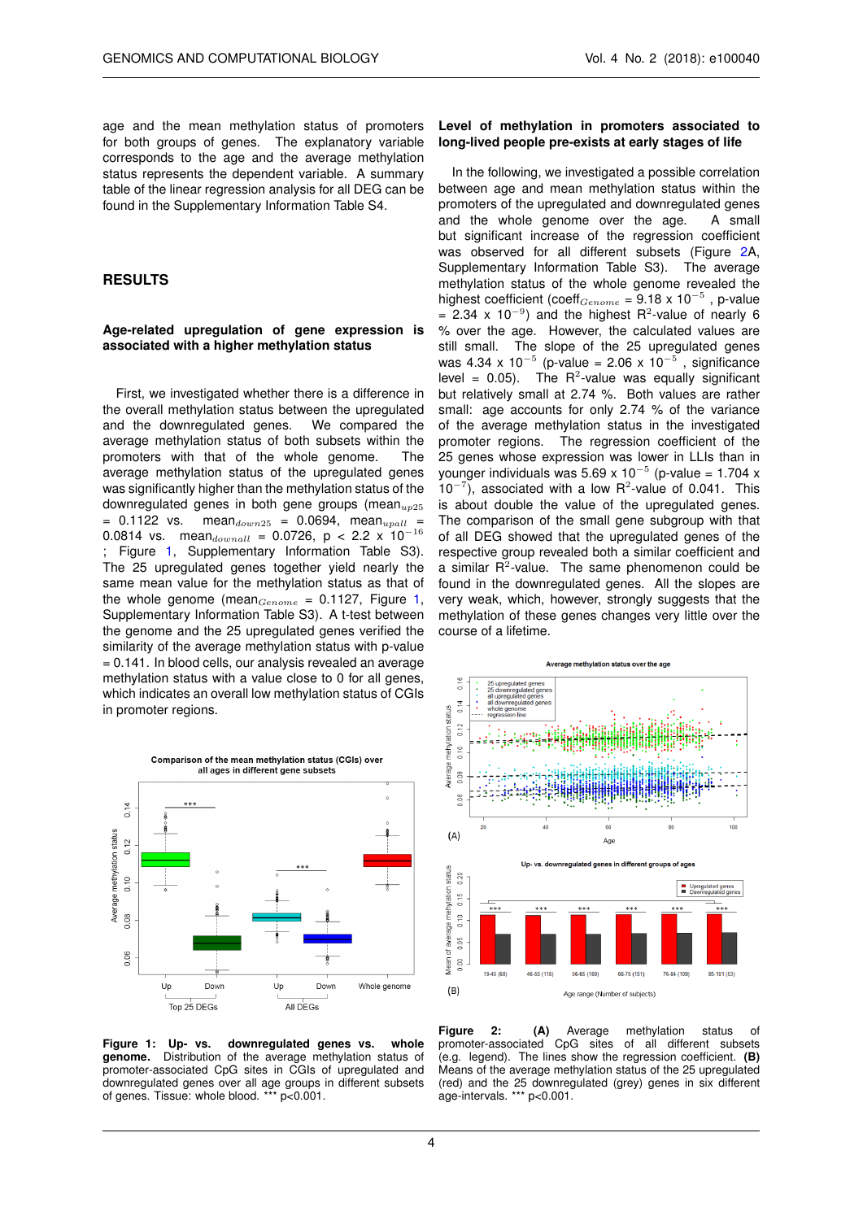age and the mean methylation status of promoters for both groups of genes. The explanatory variable corresponds to the age and the average methylation status represents the dependent variable. A summary table of the linear regression analysis for all DEG can be found in the Supplementary Information Table S4.

## RESULTS

### Age-related upregulation of gene expression is associated with a higher methylation status

First, we investigated whether there is a difference in the overall methylation status between the upregulated and the downregulated genes. We compared the average methylation status of both subsets within the promoters with that of the whole genome. The average methylation status of the upregulated genes was significantly higher than the methylation status of the downregulated genes in both gene groups ($mean_{up25}$ = 0.1122 vs. $mean_{down25}$ = 0.0694, $mean_{upall}$ = 0.0814 vs. $mean_{downall}$ = 0.0726, $p < 2.2 \times 10^{-16}$ ; Figure 1, Supplementary Information Table S3). The 25 upregulated genes together yield nearly the same mean value for the methylation status as that of the whole genome ($mean_{Genome}$ = 0.1127, Figure 1, Supplementary Information Table S3). A t-test between the genome and the 25 upregulated genes verified the similarity of the average methylation status with p-value = 0.141. In blood cells, our analysis revealed an average methylation status with a value close to 0 for all genes, which indicates an overall low methylation status of CGIs in promoter regions.

**Figure 1: Up- vs. downregulated genes vs. whole genome.** Distribution of the average methylation status of promoter-associated CpG sites in CGIs of upregulated and downregulated genes over all age groups in different subsets of genes. Tissue: whole blood. *** p<0.001.

### Level of methylation in promoters associated to long-lived people pre-exists at early stages of life

In the following, we investigated a possible correlation between age and mean methylation status within the promoters of the upregulated and downregulated genes and the whole genome over the age. A small but significant increase of the regression coefficient was observed for all different subsets (Figure 2A, Supplementary Information Table S3). The average methylation status of the whole genome revealed the highest coefficient ($coeff_{Genome}$ = $9.18 \times 10^{-5}$ , p-value = $2.34 \times 10^{-9}$) and the highest $R^2$-value of nearly 6 % over the age. However, the calculated values are still small. The slope of the 25 upregulated genes was $4.34 \times 10^{-5}$ (p-value = $2.06 \times 10^{-5}$ , significance level = 0.05). The $R^2$-value was equally significant but relatively small at 2.74 %. Both values are rather small: age accounts for only 2.74 % of the variance of the average methylation status in the investigated promoter regions. The regression coefficient of the 25 genes whose expression was lower in LLIs than in younger individuals was $5.69 \times 10^{-5}$ (p-value = $1.704 \times 10^{-7}$), associated with a low $R^2$-value of 0.041. This is about double the value of the upregulated genes. The comparison of the small gene subgroup with that of all DEG showed that the upregulated genes of the respective group revealed both a similar coefficient and a similar $R^2$-value. The same phenomenon could be found in the downregulated genes. All the slopes are very weak, which, however, strongly suggests that the methylation of these genes changes very little over the course of a lifetime.

**Figure 2: (A)** Average methylation status of promoter-associated CpG sites of all different subsets (e.g. legend). The lines show the regression coefficient. **(B)** Means of the average methylation status of the 25 upregulated (red) and the 25 downregulated (grey) genes in six different age-intervals. *** p<0.001.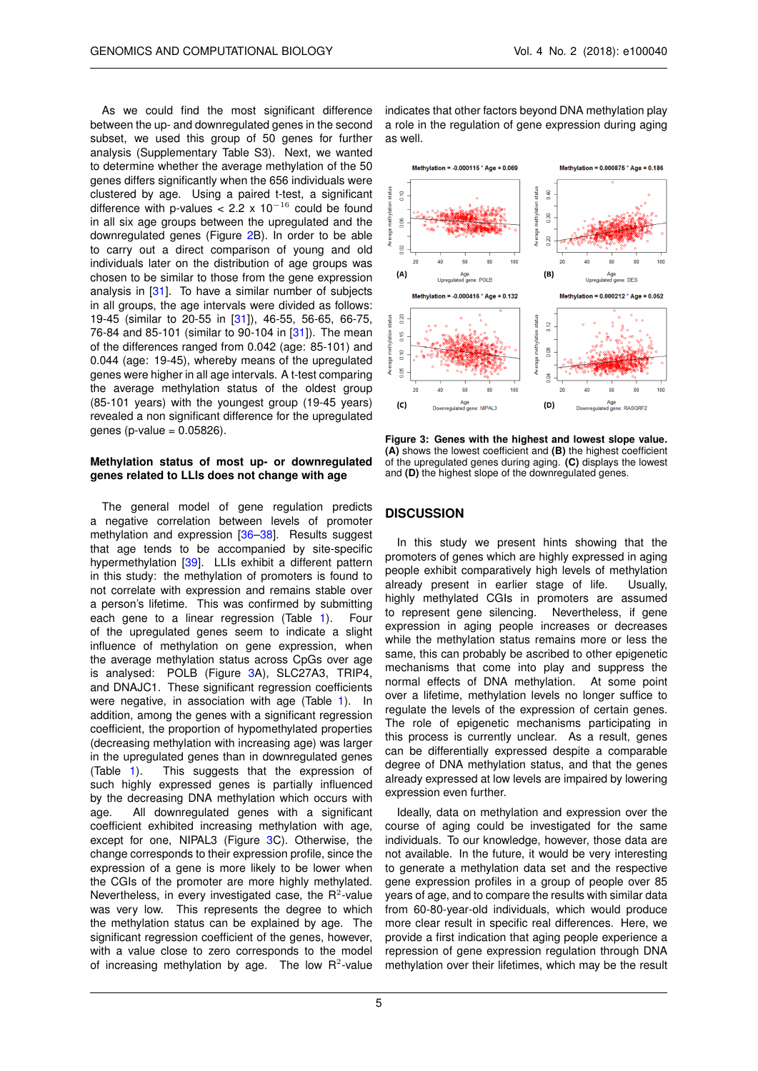As we could find the most significant difference between the up- and downregulated genes in the second subset, we used this group of 50 genes for further analysis (Supplementary Table S3). Next, we wanted to determine whether the average methylation of the 50 genes differs significantly when the 656 individuals were clustered by age. Using a paired t-test, a significant difference with p-values < 2.2 x $10^{-16}$ could be found in all six age groups between the upregulated and the downregulated genes (Figure 2B). In order to be able to carry out a direct comparison of young and old individuals later on the distribution of age groups was chosen to be similar to those from the gene expression analysis in [31]. To have a similar number of subjects in all groups, the age intervals were defined as follows: 19-45 (similar to 20-55 in [31]), 46-55, 56-65, 66-75, 76-84 and 85-101 (similar to 90-104 in [31]). The mean of the differences ranged from 0.042 (age: 85-101) and 0.044 (age: 19-45), whereby means of the upregulated genes were higher in all age intervals. A t-test comparing the average methylation status of the oldest group (85-101 years) with the youngest group (19-45 years) revealed a non significant difference for the upregulated genes (p-value = 0.05826).

### Methylation status of most up- or downregulated genes related to LLIs does not change with age

The general model of gene regulation predicts a negative correlation between levels of promoter methylation and expression [36–38]. Results suggest that age tends to be accompanied by site-specific hypermethylation [39]. LLIs exhibit a different pattern in this study: the methylation of promoters is found to not correlate with expression and remains stable over a person's lifetime. This was confirmed by submitting each gene to a linear regression (Table 1). Four of the upregulated genes seem to indicate a slight influence of methylation on gene expression, when the average methylation status across CpGs over age is analysed: POLB (Figure 3A), SLC27A3, TRIP4, and DNAJC1. These significant regression coefficients were negative, in association with age (Table 1). In addition, among the genes with a significant regression coefficient, the proportion of hypomethylated properties (decreasing methylation with increasing age) was larger in the upregulated genes than in downregulated genes (Table 1). This suggests that the expression of such highly expressed genes is partially influenced by the decreasing DNA methylation which occurs with age. All downregulated genes with a significant coefficient exhibited increasing methylation with age, except for one, NIPAL3 (Figure 3C). Otherwise, the change corresponds to their expression profile, since the expression of a gene is more likely to be lower when the CGIs of the promoter are more highly methylated. Nevertheless, in every investigated case, the $R^2$-value was very low. This represents the degree to which the methylation status can be explained by age. The significant regression coefficient of the genes, however, with a value close to zero corresponds to the model of increasing methylation by age. The low $R^2$-value indicates that other factors beyond DNA methylation play a role in the regulation of gene expression during aging as well.

**Figure 3: Genes with the highest and lowest slope value.** **(A)** shows the lowest coefficient and **(B)** the highest coefficient of the upregulated genes during aging. **(C)** displays the lowest and **(D)** the highest slope of the downregulated genes.

## DISCUSSION

In this study we present hints showing that the promoters of genes which are highly expressed in aging people exhibit comparatively high levels of methylation already present in earlier stage of life. Usually, highly methylated CGIs in promoters are assumed to represent gene silencing. Nevertheless, if gene expression in aging people increases or decreases while the methylation status remains more or less the same, this can probably be ascribed to other epigenetic mechanisms that come into play and suppress the normal effects of DNA methylation. At some point over a lifetime, methylation levels no longer suffice to regulate the levels of the expression of certain genes. The role of epigenetic mechanisms participating in this process is currently unclear. As a result, genes can be differentially expressed despite a comparable degree of DNA methylation status, and that the genes already expressed at low levels are impaired by lowering expression even further.

Ideally, data on methylation and expression over the course of aging could be investigated for the same individuals. To our knowledge, however, those data are not available. In the future, it would be very interesting to generate a methylation data set and the respective gene expression profiles in a group of people over 85 years of age, and to compare the results with similar data from 60-80-year-old individuals, which would produce more clear result in specific real differences. Here, we provide a first indication that aging people experience a repression of gene expression regulation through DNA methylation over their lifetimes, which may be the result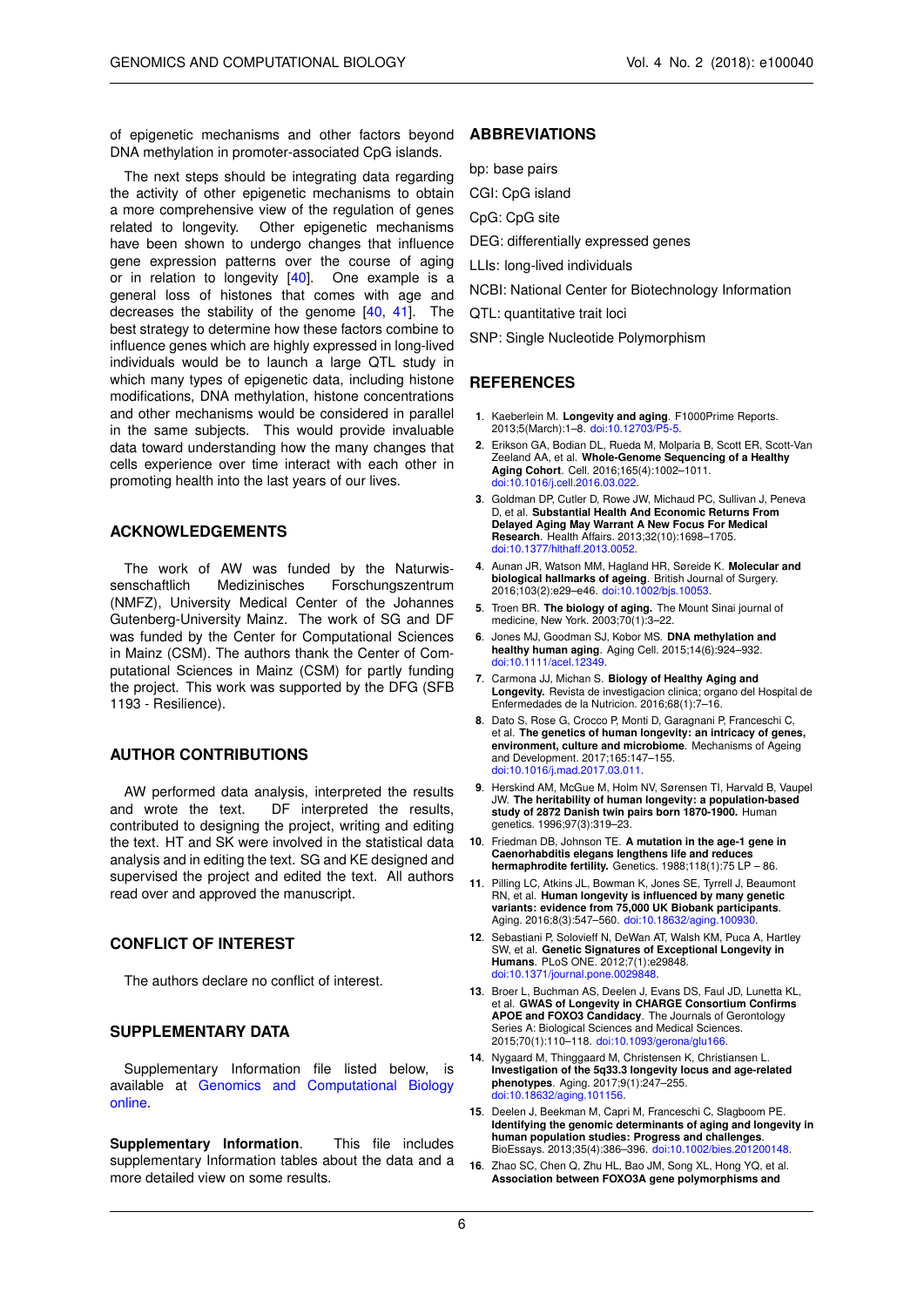of epigenetic mechanisms and other factors beyond DNA methylation in promoter-associated CpG islands.

The next steps should be integrating data regarding the activity of other epigenetic mechanisms to obtain a more comprehensive view of the regulation of genes related to longevity. Other epigenetic mechanisms have been shown to undergo changes that influence gene expression patterns over the course of aging or in relation to longevity [40]. One example is a general loss of histones that comes with age and decreases the stability of the genome [40, 41]. The best strategy to determine how these factors combine to influence genes which are highly expressed in long-lived individuals would be to launch a large QTL study in which many types of epigenetic data, including histone modifications, DNA methylation, histone concentrations and other mechanisms would be considered in parallel in the same subjects. This would provide invaluable data toward understanding how the many changes that cells experience over time interact with each other in promoting health into the last years of our lives.

## ACKNOWLEDGEMENTS

The work of AW was funded by the Naturwissenschaftlich Medizinisches Forschungszentrum (NMFZ), University Medical Center of the Johannes Gutenberg-University Mainz. The work of SG and DF was funded by the Center for Computational Sciences in Mainz (CSM). The authors thank the Center of Computational Sciences in Mainz (CSM) for partly funding the project. This work was supported by the DFG (SFB 1193 - Resilience).

## AUTHOR CONTRIBUTIONS

AW performed data analysis, interpreted the results and wrote the text. DF interpreted the results, contributed to designing the project, writing and editing the text. HT and SK were involved in the statistical data analysis and in editing the text. SG and KE designed and supervised the project and edited the text. All authors read over and approved the manuscript.

## CONFLICT OF INTEREST

The authors declare no conflict of interest.

## SUPPLEMENTARY DATA

Supplementary Information file listed below, is available at Genomics and Computational Biology online.

**Supplementary Information**. This file includes supplementary Information tables about the data and a more detailed view on some results.

## ABBREVIATIONS

bp: base pairs

CGI: CpG island

CpG: CpG site

DEG: differentially expressed genes

LLIs: long-lived individuals

NCBI: National Center for Biotechnology Information

QTL: quantitative trait loci

SNP: Single Nucleotide Polymorphism

## REFERENCES

1. Kaeberlein M. **Longevity and aging**. F1000Prime Reports. 2013;5(March):1–8. doi:10.12703/P5-5.
2. Erikson GA, Bodian DL, Rueda M, Molparia B, Scott ER, Scott-Van Zeeland AA, et al. **Whole-Genome Sequencing of a Healthy Aging Cohort**. Cell. 2016;165(4):1002–1011. doi:10.1016/j.cell.2016.03.022.
3. Goldman DP, Cutler D, Rowe JW, Michaud PC, Sullivan J, Peneva D, et al. **Substantial Health And Economic Returns From Delayed Aging May Warrant A New Focus For Medical Research**. Health Affairs. 2013;32(10):1698–1705. doi:10.1377/hlthaff.2013.0052.
4. Aunan JR, Watson MM, Hagland HR, Søreide K. **Molecular and biological hallmarks of ageing**. British Journal of Surgery. 2016;103(2):e29–e46. doi:10.1002/bjs.10053.
5. Troen BR. **The biology of aging.** The Mount Sinai journal of medicine, New York. 2003;70(1):3–22.
6. Jones MJ, Goodman SJ, Kobor MS. **DNA methylation and healthy human aging**. Aging Cell. 2015;14(6):924–932. doi:10.1111/acel.12349.
7. Carmona JJ, Michan S. **Biology of Healthy Aging and Longevity.** Revista de investigacion clinica; organo del Hospital de Enfermedades de la Nutricion. 2016;68(1):7–16.
8. Dato S, Rose G, Crocco P, Monti D, Garagnani P, Franceschi C, et al. **The genetics of human longevity: an intricacy of genes, environment, culture and microbiome**. Mechanisms of Ageing and Development. 2017;165:147–155. doi:10.1016/j.mad.2017.03.011.
9. Herskind AM, McGue M, Holm NV, Sørensen TI, Harvald B, Vaupel JW. **The heritability of human longevity: a population-based study of 2872 Danish twin pairs born 1870-1900.** Human genetics. 1996;97(3):319–23.
10. Friedman DB, Johnson TE. **A mutation in the age-1 gene in Caenorhabditis elegans lengthens life and reduces hermaphrodite fertility.** Genetics. 1988;118(1):75 LP – 86.
11. Pilling LC, Atkins JL, Bowman K, Jones SE, Tyrrell J, Beaumont RN, et al. **Human longevity is influenced by many genetic variants: evidence from 75,000 UK Biobank participants**. Aging. 2016;8(3):547–560. doi:10.18632/aging.100930.
12. Sebastiani P, Solovieff N, DeWan AT, Walsh KM, Puca A, Hartley SW, et al. **Genetic Signatures of Exceptional Longevity in Humans**. PLoS ONE. 2012;7(1):e29848. doi:10.1371/journal.pone.0029848.
13. Broer L, Buchman AS, Deelen J, Evans DS, Faul JD, Lunetta KL, et al. **GWAS of Longevity in CHARGE Consortium Confirms APOE and FOXO3 Candidacy**. The Journals of Gerontology Series A: Biological Sciences and Medical Sciences. 2015;70(1):110–118. doi:10.1093/gerona/glu166.
14. Nygaard M, Thinggaard M, Christensen K, Christiansen L. **Investigation of the 5q33.3 longevity locus and age-related phenotypes**. Aging. 2017;9(1):247–255. doi:10.18632/aging.101156.
15. Deelen J, Beekman M, Capri M, Franceschi C, Slagboom PE. **Identifying the genomic determinants of aging and longevity in human population studies: Progress and challenges**. BioEssays. 2013;35(4):386–396. doi:10.1002/bies.201200148.
16. Zhao SC, Chen Q, Zhu HL, Bao JM, Song XL, Hong YQ, et al. **Association between FOXO3A gene polymorphisms and**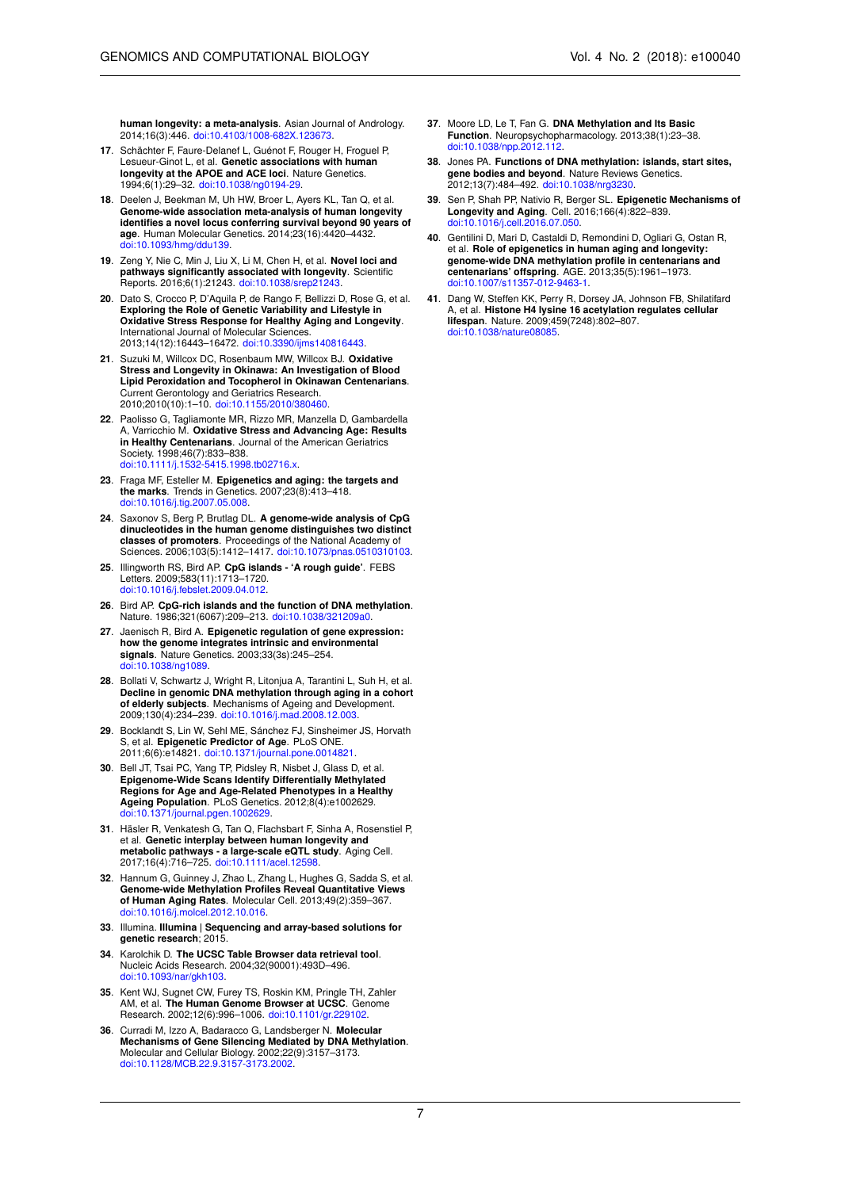**human longevity: a meta-analysis**. Asian Journal of Andrology. 2014;16(3):446. doi:10.4103/1008-682X.123673.

17. Schächter F, Faure-Delanef L, Guénot F, Rouger H, Froguel P, Lesueur-Ginot L, et al. **Genetic associations with human longevity at the APOE and ACE loci**. Nature Genetics. 1994;6(1):29–32. doi:10.1038/ng0194-29.

18. Deelen J, Beekman M, Uh HW, Broer L, Ayers KL, Tan Q, et al. **Genome-wide association meta-analysis of human longevity identifies a novel locus conferring survival beyond 90 years of age**. Human Molecular Genetics. 2014;23(16):4420–4432. doi:10.1093/hmg/ddu139.

19. Zeng Y, Nie C, Min J, Liu X, Li M, Chen H, et al. **Novel loci and pathways significantly associated with longevity**. Scientific Reports. 2016;6(1):21243. doi:10.1038/srep21243.

20. Dato S, Crocco P, D'Aquila P, de Rango F, Bellizzi D, Rose G, et al. **Exploring the Role of Genetic Variability and Lifestyle in Oxidative Stress Response for Healthy Aging and Longevity**. International Journal of Molecular Sciences. 2013;14(12):16443–16472. doi:10.3390/ijms140816443.

21. Suzuki M, Willcox DC, Rosenbaum MW, Willcox BJ. **Oxidative Stress and Longevity in Okinawa: An Investigation of Blood Lipid Peroxidation and Tocopherol in Okinawan Centenarians**. Current Gerontology and Geriatrics Research. 2010;2010(10):1–10. doi:10.1155/2010/380460.

22. Paolisso G, Tagliamonte MR, Rizzo MR, Manzella D, Gambardella A, Varricchio M. **Oxidative Stress and Advancing Age: Results in Healthy Centenarians**. Journal of the American Geriatrics Society. 1998;46(7):833–838. doi:10.1111/j.1532-5415.1998.tb02716.x.

23. Fraga MF, Esteller M. **Epigenetics and aging: the targets and the marks**. Trends in Genetics. 2007;23(8):413–418. doi:10.1016/j.tig.2007.05.008.

24. Saxonov S, Berg P, Brutlag DL. **A genome-wide analysis of CpG dinucleotides in the human genome distinguishes two distinct classes of promoters**. Proceedings of the National Academy of Sciences. 2006;103(5):1412–1417. doi:10.1073/pnas.0510310103.

25. Illingworth RS, Bird AP. **CpG islands - 'A rough guide'**. FEBS Letters. 2009;583(11):1713–1720. doi:10.1016/j.febslet.2009.04.012.

26. Bird AP. **CpG-rich islands and the function of DNA methylation**. Nature. 1986;321(6067):209–213. doi:10.1038/321209a0.

27. Jaenisch R, Bird A. **Epigenetic regulation of gene expression: how the genome integrates intrinsic and environmental signals**. Nature Genetics. 2003;33(3s):245–254. doi:10.1038/ng1089.

28. Bollati V, Schwartz J, Wright R, Litonjua A, Tarantini L, Suh H, et al. **Decline in genomic DNA methylation through aging in a cohort of elderly subjects**. Mechanisms of Ageing and Development. 2009;130(4):234–239. doi:10.1016/j.mad.2008.12.003.

29. Bocklandt S, Lin W, Sehl ME, Sánchez FJ, Sinsheimer JS, Horvath S, et al. **Epigenetic Predictor of Age**. PLoS ONE. 2011;6(6):e14821. doi:10.1371/journal.pone.0014821.

30. Bell JT, Tsai PC, Yang TP, Pidsley R, Nisbet J, Glass D, et al. **Epigenome-Wide Scans Identify Differentially Methylated Regions for Age and Age-Related Phenotypes in a Healthy Ageing Population**. PLoS Genetics. 2012;8(4):e1002629. doi:10.1371/journal.pgen.1002629.

31. Häsler R, Venkatesh G, Tan Q, Flachsbart F, Sinha A, Rosenstiel P, et al. **Genetic interplay between human longevity and metabolic pathways - a large-scale eQTL study**. Aging Cell. 2017;16(4):716–725. doi:10.1111/acel.12598.

32. Hannum G, Guinney J, Zhao L, Zhang L, Hughes G, Sadda S, et al. **Genome-wide Methylation Profiles Reveal Quantitative Views of Human Aging Rates**. Molecular Cell. 2013;49(2):359–367. doi:10.1016/j.molcel.2012.10.016.

33. Illumina. **Illumina | Sequencing and array-based solutions for genetic research**; 2015.

34. Karolchik D. **The UCSC Table Browser data retrieval tool**. Nucleic Acids Research. 2004;32(90001):493D–496. doi:10.1093/nar/gkh103.

35. Kent WJ, Sugnet CW, Furey TS, Roskin KM, Pringle TH, Zahler AM, et al. **The Human Genome Browser at UCSC**. Genome Research. 2002;12(6):996–1006. doi:10.1101/gr.229102.

36. Curradi M, Izzo A, Badaracco G, Landsberger N. **Molecular Mechanisms of Gene Silencing Mediated by DNA Methylation**. Molecular and Cellular Biology. 2002;22(9):3157–3173. doi:10.1128/MCB.22.9.3157-3173.2002.

37. Moore LD, Le T, Fan G. **DNA Methylation and Its Basic Function**. Neuropsychopharmacology. 2013;38(1):23–38. doi:10.1038/npp.2012.112.

38. Jones PA. **Functions of DNA methylation: islands, start sites, gene bodies and beyond**. Nature Reviews Genetics. 2012;13(7):484–492. doi:10.1038/nrg3230.

39. Sen P, Shah PP, Nativio R, Berger SL. **Epigenetic Mechanisms of Longevity and Aging**. Cell. 2016;166(4):822–839. doi:10.1016/j.cell.2016.07.050.

40. Gentilini D, Mari D, Castaldi D, Remondini D, Ogliari G, Ostan R, et al. **Role of epigenetics in human aging and longevity: genome-wide DNA methylation profile in centenarians and centenarians' offspring**. AGE. 2013;35(5):1961–1973. doi:10.1007/s11357-012-9463-1.

41. Dang W, Steffen KK, Perry R, Dorsey JA, Johnson FB, Shilatifard A, et al. **Histone H4 lysine 16 acetylation regulates cellular lifespan**. Nature. 2009;459(7248):802–807. doi:10.1038/nature08085.